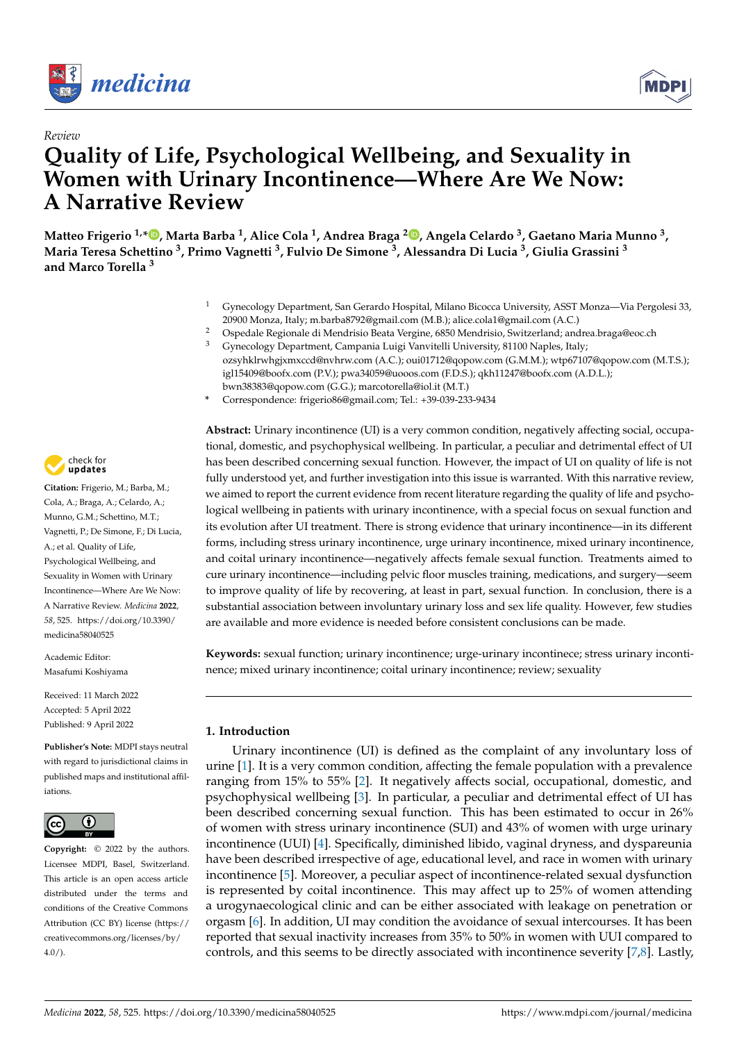*Review*

# Quality of Life, Psychological Wellbeing, and Sexuality in Women with Urinary Incontinence—Where Are We Now: A Narrative Review

**Matteo Frigerio [1,*], Marta Barba [1], Alice Cola [1], Andrea Braga [2], Angela Celardo [3], Gaetano Maria Munno [3], Maria Teresa Schettino [3], Primo Vagnetti [3], Fulvio De Simone [3], Alessandra Di Lucia [3], Giulia Grassini [3] and Marco Torella [3]**

[1] Gynecology Department, San Gerardo Hospital, Milano Bicocca University, ASST Monza—Via Pergolesi 33, 20900 Monza, Italy; m.barba8792@gmail.com (M.B.); alice.cola1@gmail.com (A.C.)

[2] Ospedale Regionale di Mendrisio Beata Vergine, 6850 Mendrisio, Switzerland; andrea.braga@eoc.ch

[3] Gynecology Department, Campania Luigi Vanvitelli University, 81100 Naples, Italy; ozsyhklrwhgjxmxccd@nvhrw.com (A.C.); oui01712@qopow.com (G.M.M.); wtp67107@qopow.com (M.T.S.); igl15409@boofx.com (P.V.); pwa34059@uooos.com (F.D.S.); qkh11247@boofx.com (A.D.L.); bwn38383@qopow.com (G.G.); marcotorella@iol.it (M.T.)

\* Correspondence: frigerio86@gmail.com; Tel.: +39-039-233-9434

**Citation:** Frigerio, M.; Barba, M.; Cola, A.; Braga, A.; Celardo, A.; Munno, G.M.; Schettino, M.T.; Vagnetti, P.; De Simone, F.; Di Lucia, A.; et al. Quality of Life, Psychological Wellbeing, and Sexuality in Women with Urinary Incontinence—Where Are We Now: A Narrative Review. *Medicina* **2022**, *58*, 525. https://doi.org/10.3390/medicina58040525

Academic Editor: Masafumi Koshiyama

Received: 11 March 2022
Accepted: 5 April 2022
Published: 9 April 2022

**Publisher's Note:** MDPI stays neutral with regard to jurisdictional claims in published maps and institutional affiliations.

**Copyright:** © 2022 by the authors. Licensee MDPI, Basel, Switzerland. This article is an open access article distributed under the terms and conditions of the Creative Commons Attribution (CC BY) license (https://creativecommons.org/licenses/by/4.0/).

**Abstract:** Urinary incontinence (UI) is a very common condition, negatively affecting social, occupational, domestic, and psychophysical wellbeing. In particular, a peculiar and detrimental effect of UI has been described concerning sexual function. However, the impact of UI on quality of life is not fully understood yet, and further investigation into this issue is warranted. With this narrative review, we aimed to report the current evidence from recent literature regarding the quality of life and psychological wellbeing in patients with urinary incontinence, with a special focus on sexual function and its evolution after UI treatment. There is strong evidence that urinary incontinence—in its different forms, including stress urinary incontinence, urge urinary incontinence, mixed urinary incontinence, and coital urinary incontinence—negatively affects female sexual function. Treatments aimed to cure urinary incontinence—including pelvic floor muscles training, medications, and surgery—seem to improve quality of life by recovering, at least in part, sexual function. In conclusion, there is a substantial association between involuntary urinary loss and sex life quality. However, few studies are available and more evidence is needed before consistent conclusions can be made.

**Keywords:** sexual function; urinary incontinence; urge-urinary incontinece; stress urinary incontinence; mixed urinary incontinence; coital urinary incontinence; review; sexuality

## 1. Introduction

Urinary incontinence (UI) is defined as the complaint of any involuntary loss of urine [1]. It is a very common condition, affecting the female population with a prevalence ranging from 15% to 55% [2]. It negatively affects social, occupational, domestic, and psychophysical wellbeing [3]. In particular, a peculiar and detrimental effect of UI has been described concerning sexual function. This has been estimated to occur in 26% of women with stress urinary incontinence (SUI) and 43% of women with urge urinary incontinence (UUI) [4]. Specifically, diminished libido, vaginal dryness, and dyspareunia have been described irrespective of age, educational level, and race in women with urinary incontinence [5]. Moreover, a peculiar aspect of incontinence-related sexual dysfunction is represented by coital incontinence. This may affect up to 25% of women attending a urogynaecological clinic and can be either associated with leakage on penetration or orgasm [6]. In addition, UI may condition the avoidance of sexual intercourses. It has been reported that sexual inactivity increases from 35% to 50% in women with UUI compared to controls, and this seems to be directly associated with incontinence severity [7,8]. Lastly,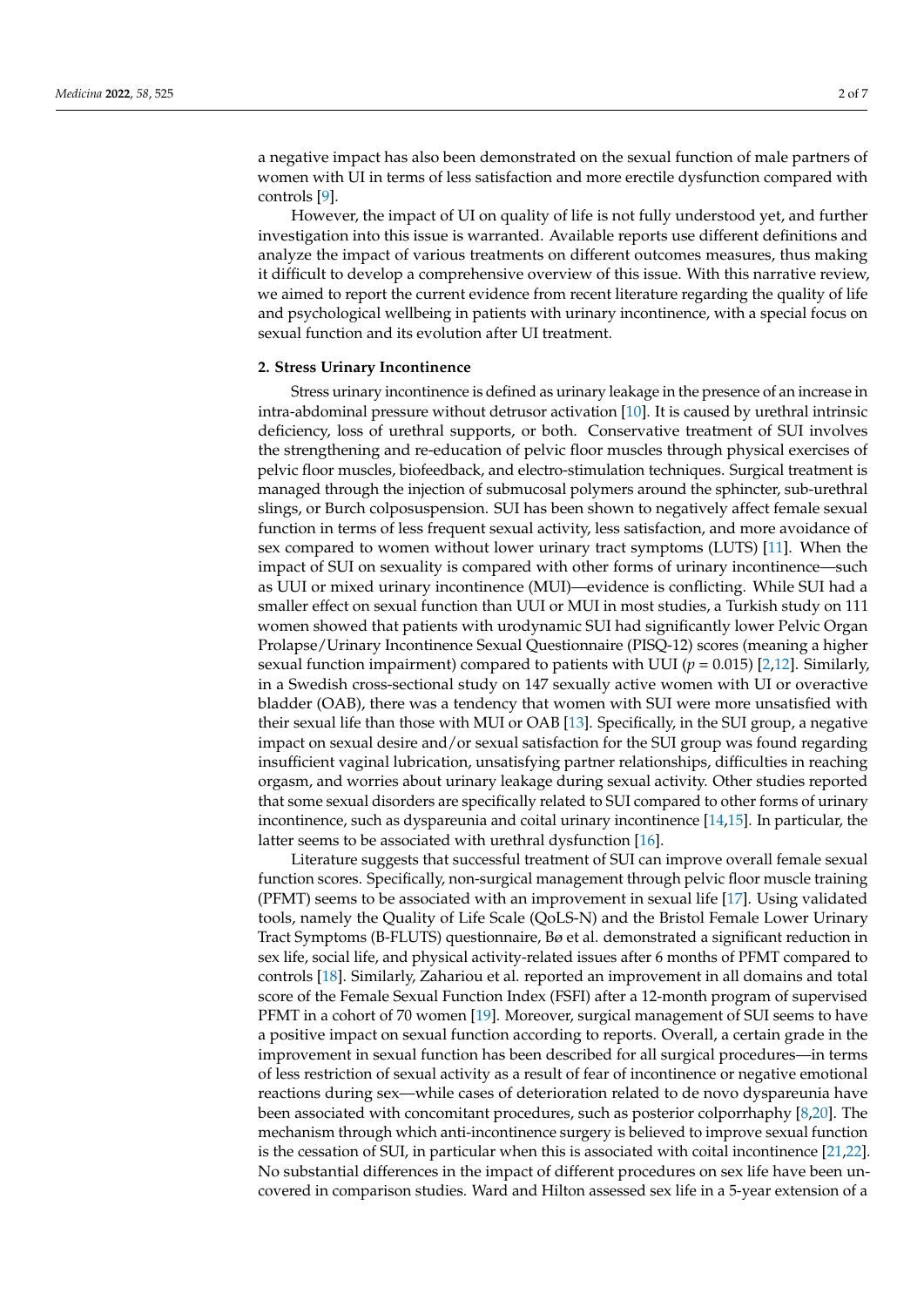a negative impact has also been demonstrated on the sexual function of male partners of women with UI in terms of less satisfaction and more erectile dysfunction compared with controls [9].

However, the impact of UI on quality of life is not fully understood yet, and further investigation into this issue is warranted. Available reports use different definitions and analyze the impact of various treatments on different outcomes measures, thus making it difficult to develop a comprehensive overview of this issue. With this narrative review, we aimed to report the current evidence from recent literature regarding the quality of life and psychological wellbeing in patients with urinary incontinence, with a special focus on sexual function and its evolution after UI treatment.

## 2. Stress Urinary Incontinence

Stress urinary incontinence is defined as urinary leakage in the presence of an increase in intra-abdominal pressure without detrusor activation [10]. It is caused by urethral intrinsic deficiency, loss of urethral supports, or both. Conservative treatment of SUI involves the strengthening and re-education of pelvic floor muscles through physical exercises of pelvic floor muscles, biofeedback, and electro-stimulation techniques. Surgical treatment is managed through the injection of submucosal polymers around the sphincter, sub-urethral slings, or Burch colposuspension. SUI has been shown to negatively affect female sexual function in terms of less frequent sexual activity, less satisfaction, and more avoidance of sex compared to women without lower urinary tract symptoms (LUTS) [11]. When the impact of SUI on sexuality is compared with other forms of urinary incontinence—such as UUI or mixed urinary incontinence (MUI)—evidence is conflicting. While SUI had a smaller effect on sexual function than UUI or MUI in most studies, a Turkish study on 111 women showed that patients with urodynamic SUI had significantly lower Pelvic Organ Prolapse/Urinary Incontinence Sexual Questionnaire (PISQ-12) scores (meaning a higher sexual function impairment) compared to patients with UUI ($p = 0.015$) [2,12]. Similarly, in a Swedish cross-sectional study on 147 sexually active women with UI or overactive bladder (OAB), there was a tendency that women with SUI were more unsatisfied with their sexual life than those with MUI or OAB [13]. Specifically, in the SUI group, a negative impact on sexual desire and/or sexual satisfaction for the SUI group was found regarding insufficient vaginal lubrication, unsatisfying partner relationships, difficulties in reaching orgasm, and worries about urinary leakage during sexual activity. Other studies reported that some sexual disorders are specifically related to SUI compared to other forms of urinary incontinence, such as dyspareunia and coital urinary incontinence [14,15]. In particular, the latter seems to be associated with urethral dysfunction [16].

Literature suggests that successful treatment of SUI can improve overall female sexual function scores. Specifically, non-surgical management through pelvic floor muscle training (PFMT) seems to be associated with an improvement in sexual life [17]. Using validated tools, namely the Quality of Life Scale (QoLS-N) and the Bristol Female Lower Urinary Tract Symptoms (B-FLUTS) questionnaire, Bø et al. demonstrated a significant reduction in sex life, social life, and physical activity-related issues after 6 months of PFMT compared to controls [18]. Similarly, Zahariou et al. reported an improvement in all domains and total score of the Female Sexual Function Index (FSFI) after a 12-month program of supervised PFMT in a cohort of 70 women [19]. Moreover, surgical management of SUI seems to have a positive impact on sexual function according to reports. Overall, a certain grade in the improvement in sexual function has been described for all surgical procedures—in terms of less restriction of sexual activity as a result of fear of incontinence or negative emotional reactions during sex—while cases of deterioration related to de novo dyspareunia have been associated with concomitant procedures, such as posterior colporrhaphy [8,20]. The mechanism through which anti-incontinence surgery is believed to improve sexual function is the cessation of SUI, in particular when this is associated with coital incontinence [21,22]. No substantial differences in the impact of different procedures on sex life have been uncovered in comparison studies. Ward and Hilton assessed sex life in a 5-year extension of a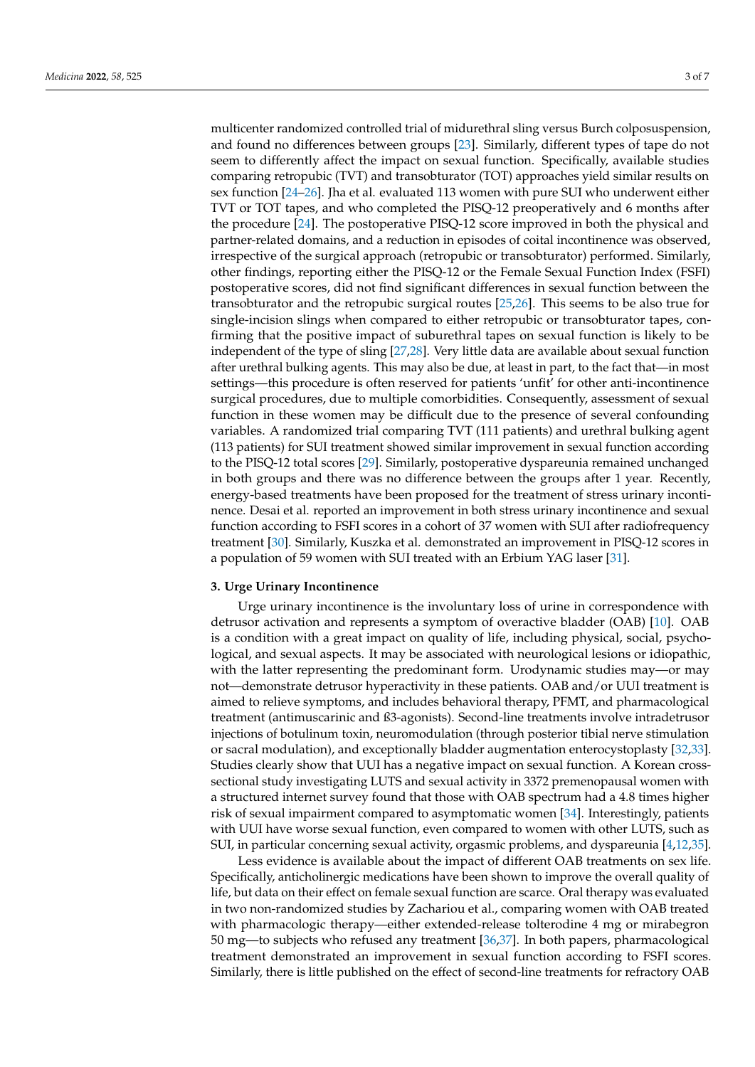multicenter randomized controlled trial of midurethral sling versus Burch colposuspension, and found no differences between groups [23]. Similarly, different types of tape do not seem to differently affect the impact on sexual function. Specifically, available studies comparing retropubic (TVT) and transobturator (TOT) approaches yield similar results on sex function [24–26]. Jha et al. evaluated 113 women with pure SUI who underwent either TVT or TOT tapes, and who completed the PISQ-12 preoperatively and 6 months after the procedure [24]. The postoperative PISQ-12 score improved in both the physical and partner-related domains, and a reduction in episodes of coital incontinence was observed, irrespective of the surgical approach (retropubic or transobturator) performed. Similarly, other findings, reporting either the PISQ-12 or the Female Sexual Function Index (FSFI) postoperative scores, did not find significant differences in sexual function between the transobturator and the retropubic surgical routes [25,26]. This seems to be also true for single-incision slings when compared to either retropubic or transobturator tapes, confirming that the positive impact of suburethral tapes on sexual function is likely to be independent of the type of sling [27,28]. Very little data are available about sexual function after urethral bulking agents. This may also be due, at least in part, to the fact that—in most settings—this procedure is often reserved for patients 'unfit' for other anti-incontinence surgical procedures, due to multiple comorbidities. Consequently, assessment of sexual function in these women may be difficult due to the presence of several confounding variables. A randomized trial comparing TVT (111 patients) and urethral bulking agent (113 patients) for SUI treatment showed similar improvement in sexual function according to the PISQ-12 total scores [29]. Similarly, postoperative dyspareunia remained unchanged in both groups and there was no difference between the groups after 1 year. Recently, energy-based treatments have been proposed for the treatment of stress urinary incontinence. Desai et al. reported an improvement in both stress urinary incontinence and sexual function according to FSFI scores in a cohort of 37 women with SUI after radiofrequency treatment [30]. Similarly, Kuszka et al. demonstrated an improvement in PISQ-12 scores in a population of 59 women with SUI treated with an Erbium YAG laser [31].

## 3. Urge Urinary Incontinence

Urge urinary incontinence is the involuntary loss of urine in correspondence with detrusor activation and represents a symptom of overactive bladder (OAB) [10]. OAB is a condition with a great impact on quality of life, including physical, social, psychological, and sexual aspects. It may be associated with neurological lesions or idiopathic, with the latter representing the predominant form. Urodynamic studies may—or may not—demonstrate detrusor hyperactivity in these patients. OAB and/or UUI treatment is aimed to relieve symptoms, and includes behavioral therapy, PFMT, and pharmacological treatment (antimuscarinic and ß3-agonists). Second-line treatments involve intradetrusor injections of botulinum toxin, neuromodulation (through posterior tibial nerve stimulation or sacral modulation), and exceptionally bladder augmentation enterocystoplasty [32,33]. Studies clearly show that UUI has a negative impact on sexual function. A Korean cross-sectional study investigating LUTS and sexual activity in 3372 premenopausal women with a structured internet survey found that those with OAB spectrum had a 4.8 times higher risk of sexual impairment compared to asymptomatic women [34]. Interestingly, patients with UUI have worse sexual function, even compared to women with other LUTS, such as SUI, in particular concerning sexual activity, orgasmic problems, and dyspareunia [4,12,35].

Less evidence is available about the impact of different OAB treatments on sex life. Specifically, anticholinergic medications have been shown to improve the overall quality of life, but data on their effect on female sexual function are scarce. Oral therapy was evaluated in two non-randomized studies by Zachariou et al., comparing women with OAB treated with pharmacologic therapy—either extended-release tolterodine 4 mg or mirabegron 50 mg—to subjects who refused any treatment [36,37]. In both papers, pharmacological treatment demonstrated an improvement in sexual function according to FSFI scores. Similarly, there is little published on the effect of second-line treatments for refractory OAB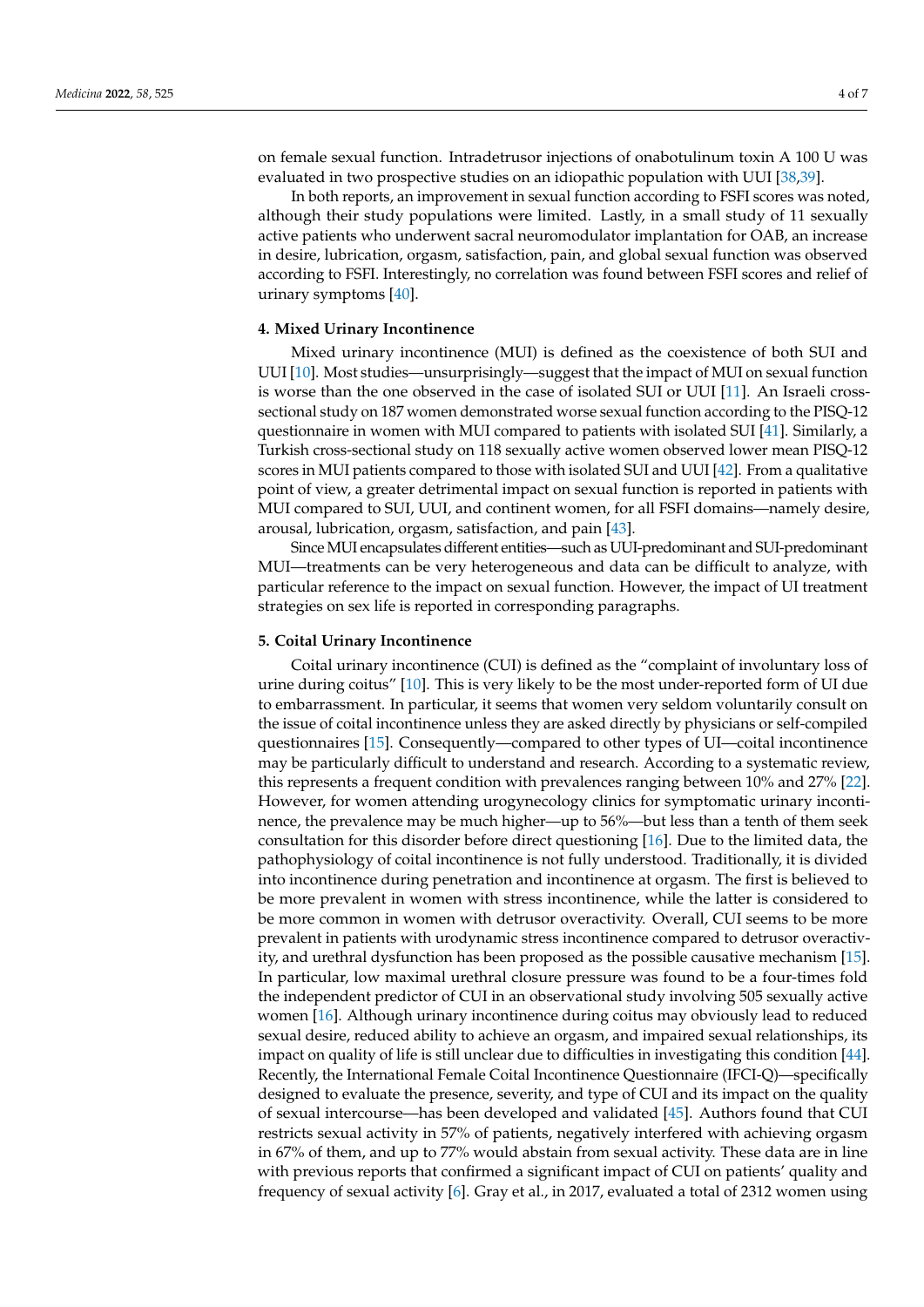on female sexual function. Intradetrusor injections of onabotulinum toxin A 100 U was evaluated in two prospective studies on an idiopathic population with UUI [38,39].

In both reports, an improvement in sexual function according to FSFI scores was noted, although their study populations were limited. Lastly, in a small study of 11 sexually active patients who underwent sacral neuromodulator implantation for OAB, an increase in desire, lubrication, orgasm, satisfaction, pain, and global sexual function was observed according to FSFI. Interestingly, no correlation was found between FSFI scores and relief of urinary symptoms [40].

## 4. Mixed Urinary Incontinence

Mixed urinary incontinence (MUI) is defined as the coexistence of both SUI and UUI [10]. Most studies—unsurprisingly—suggest that the impact of MUI on sexual function is worse than the one observed in the case of isolated SUI or UUI [11]. An Israeli cross-sectional study on 187 women demonstrated worse sexual function according to the PISQ-12 questionnaire in women with MUI compared to patients with isolated SUI [41]. Similarly, a Turkish cross-sectional study on 118 sexually active women observed lower mean PISQ-12 scores in MUI patients compared to those with isolated SUI and UUI [42]. From a qualitative point of view, a greater detrimental impact on sexual function is reported in patients with MUI compared to SUI, UUI, and continent women, for all FSFI domains—namely desire, arousal, lubrication, orgasm, satisfaction, and pain [43].

Since MUI encapsulates different entities—such as UUI-predominant and SUI-predominant MUI—treatments can be very heterogeneous and data can be difficult to analyze, with particular reference to the impact on sexual function. However, the impact of UI treatment strategies on sex life is reported in corresponding paragraphs.

## 5. Coital Urinary Incontinence

Coital urinary incontinence (CUI) is defined as the "complaint of involuntary loss of urine during coitus" [10]. This is very likely to be the most under-reported form of UI due to embarrassment. In particular, it seems that women very seldom voluntarily consult on the issue of coital incontinence unless they are asked directly by physicians or self-compiled questionnaires [15]. Consequently—compared to other types of UI—coital incontinence may be particularly difficult to understand and research. According to a systematic review, this represents a frequent condition with prevalences ranging between 10% and 27% [22]. However, for women attending urogynecology clinics for symptomatic urinary incontinence, the prevalence may be much higher—up to 56%—but less than a tenth of them seek consultation for this disorder before direct questioning [16]. Due to the limited data, the pathophysiology of coital incontinence is not fully understood. Traditionally, it is divided into incontinence during penetration and incontinence at orgasm. The first is believed to be more prevalent in women with stress incontinence, while the latter is considered to be more common in women with detrusor overactivity. Overall, CUI seems to be more prevalent in patients with urodynamic stress incontinence compared to detrusor overactivity, and urethral dysfunction has been proposed as the possible causative mechanism [15]. In particular, low maximal urethral closure pressure was found to be a four-times fold the independent predictor of CUI in an observational study involving 505 sexually active women [16]. Although urinary incontinence during coitus may obviously lead to reduced sexual desire, reduced ability to achieve an orgasm, and impaired sexual relationships, its impact on quality of life is still unclear due to difficulties in investigating this condition [44]. Recently, the International Female Coital Incontinence Questionnaire (IFCI-Q)—specifically designed to evaluate the presence, severity, and type of CUI and its impact on the quality of sexual intercourse—has been developed and validated [45]. Authors found that CUI restricts sexual activity in 57% of patients, negatively interfered with achieving orgasm in 67% of them, and up to 77% would abstain from sexual activity. These data are in line with previous reports that confirmed a significant impact of CUI on patients' quality and frequency of sexual activity [6]. Gray et al., in 2017, evaluated a total of 2312 women using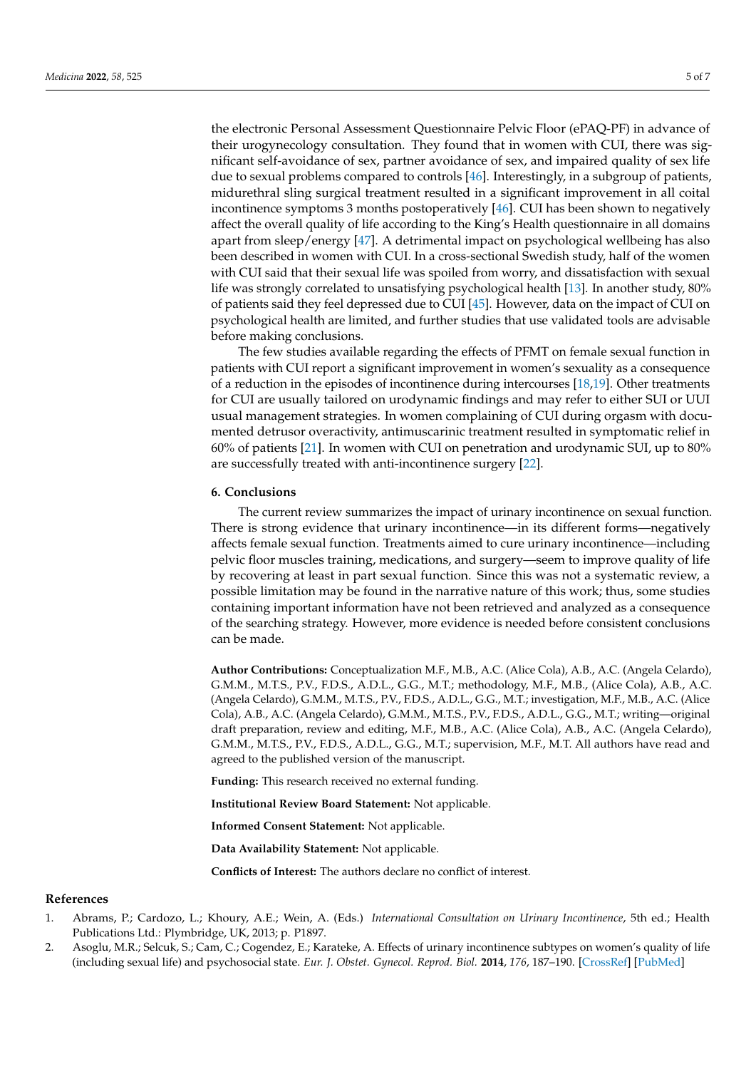the electronic Personal Assessment Questionnaire Pelvic Floor (ePAQ-PF) in advance of their urogynecology consultation. They found that in women with CUI, there was significant self-avoidance of sex, partner avoidance of sex, and impaired quality of sex life due to sexual problems compared to controls [46]. Interestingly, in a subgroup of patients, midurethral sling surgical treatment resulted in a significant improvement in all coital incontinence symptoms 3 months postoperatively [46]. CUI has been shown to negatively affect the overall quality of life according to the King's Health questionnaire in all domains apart from sleep/energy [47]. A detrimental impact on psychological wellbeing has also been described in women with CUI. In a cross-sectional Swedish study, half of the women with CUI said that their sexual life was spoiled from worry, and dissatisfaction with sexual life was strongly correlated to unsatisfying psychological health [13]. In another study, 80% of patients said they feel depressed due to CUI [45]. However, data on the impact of CUI on psychological health are limited, and further studies that use validated tools are advisable before making conclusions.

The few studies available regarding the effects of PFMT on female sexual function in patients with CUI report a significant improvement in women's sexuality as a consequence of a reduction in the episodes of incontinence during intercourses [18,19]. Other treatments for CUI are usually tailored on urodynamic findings and may refer to either SUI or UUI usual management strategies. In women complaining of CUI during orgasm with documented detrusor overactivity, antimuscarinic treatment resulted in symptomatic relief in 60% of patients [21]. In women with CUI on penetration and urodynamic SUI, up to 80% are successfully treated with anti-incontinence surgery [22].

## 6. Conclusions

The current review summarizes the impact of urinary incontinence on sexual function. There is strong evidence that urinary incontinence—in its different forms—negatively affects female sexual function. Treatments aimed to cure urinary incontinence—including pelvic floor muscles training, medications, and surgery—seem to improve quality of life by recovering at least in part sexual function. Since this was not a systematic review, a possible limitation may be found in the narrative nature of this work; thus, some studies containing important information have not been retrieved and analyzed as a consequence of the searching strategy. However, more evidence is needed before consistent conclusions can be made.

**Author Contributions:** Conceptualization M.F., M.B., A.C. (Alice Cola), A.B., A.C. (Angela Celardo), G.M.M., M.T.S., P.V., F.D.S., A.D.L., G.G., M.T.; methodology, M.F., M.B., (Alice Cola), A.B., A.C. (Angela Celardo), G.M.M., M.T.S., P.V., F.D.S., A.D.L., G.G., M.T.; investigation, M.F., M.B., A.C. (Alice Cola), A.B., A.C. (Angela Celardo), G.M.M., M.T.S., P.V., F.D.S., A.D.L., G.G., M.T.; writing—original draft preparation, review and editing, M.F., M.B., A.C. (Alice Cola), A.B., A.C. (Angela Celardo), G.M.M., M.T.S., P.V., F.D.S., A.D.L., G.G., M.T.; supervision, M.F., M.T. All authors have read and agreed to the published version of the manuscript.

**Funding:** This research received no external funding.

**Institutional Review Board Statement:** Not applicable.

**Informed Consent Statement:** Not applicable.

**Data Availability Statement:** Not applicable.

**Conflicts of Interest:** The authors declare no conflict of interest.

## References

1. Abrams, P.; Cardozo, L.; Khoury, A.E.; Wein, A. (Eds.) *International Consultation on Urinary Incontinence*, 5th ed.; Health Publications Ltd.: Plymbridge, UK, 2013; p. P1897.
2. Asoglu, M.R.; Selcuk, S.; Cam, C.; Cogendez, E.; Karateke, A. Effects of urinary incontinence subtypes on women's quality of life (including sexual life) and psychosocial state. *Eur. J. Obstet. Gynecol. Reprod. Biol.* **2014**, *176*, 187–190. [CrossRef] [PubMed]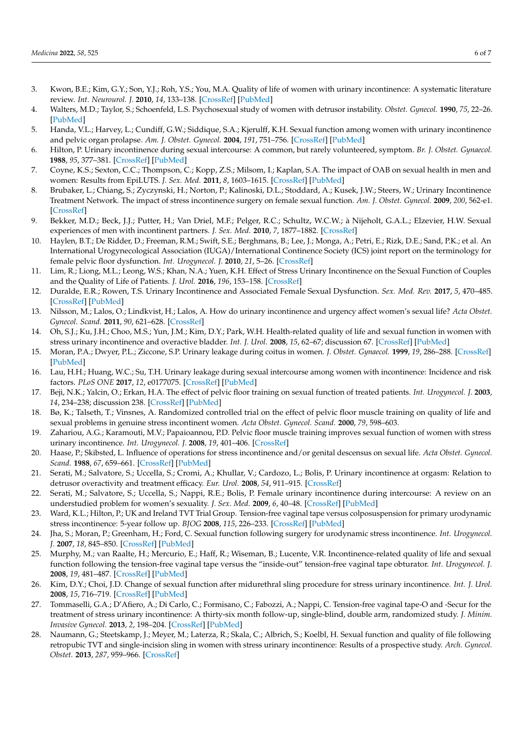3. Kwon, B.E.; Kim, G.Y.; Son, Y.J.; Roh, Y.S.; You, M.A. Quality of life of women with urinary incontinence: A systematic literature review. *Int. Neurourol. J.* **2010**, *14*, 133–138. [CrossRef] [PubMed]
4. Walters, M.D.; Taylor, S.; Schoenfeld, L.S. Psychosexual study of women with detrusor instability. *Obstet. Gynecol.* **1990**, *75*, 22–26. [PubMed]
5. Handa, V.L.; Harvey, L.; Cundiff, G.W.; Siddique, S.A.; Kjerulff, K.H. Sexual function among women with urinary incontinence and pelvic organ prolapse. *Am. J. Obstet. Gynecol.* **2004**, *191*, 751–756. [CrossRef] [PubMed]
6. Hilton, P. Urinary incontinence during sexual intercourse: A common, but rarely volunteered, symptom. *Br. J. Obstet. Gynaecol.* **1988**, *95*, 377–381. [CrossRef] [PubMed]
7. Coyne, K.S.; Sexton, C.C.; Thompson, C.; Kopp, Z.S.; Milsom, I.; Kaplan, S.A. The impact of OAB on sexual health in men and women: Results from EpiLUTS. *J. Sex. Med.* **2011**, *8*, 1603–1615. [CrossRef] [PubMed]
8. Brubaker, L.; Chiang, S.; Zyczynski, H.; Norton, P.; Kalinoski, D.L.; Stoddard, A.; Kusek, J.W.; Steers, W.; Urinary Incontinence Treatment Network. The impact of stress incontinence surgery on female sexual function. *Am. J. Obstet. Gynecol.* **2009**, *200*, 562-e1. [CrossRef]
9. Bekker, M.D.; Beck, J.J.; Putter, H.; Van Driel, M.F.; Pelger, R.C.; Schultz, W.C.W.; à Nijeholt, G.A.L.; Elzevier, H.W. Sexual experiences of men with incontinent partners. *J. Sex. Med.* **2010**, *7*, 1877–1882. [CrossRef]
10. Haylen, B.T.; De Ridder, D.; Freeman, R.M.; Swift, S.E.; Berghmans, B.; Lee, J.; Monga, A.; Petri, E.; Rizk, D.E.; Sand, P.K.; et al. An International Urogynecological Association (IUGA)/International Continence Society (ICS) joint report on the terminology for female pelvic floor dysfunction. *Int. Urogynecol. J.* **2010**, *21*, 5–26. [CrossRef]
11. Lim, R.; Liong, M.L.; Leong, W.S.; Khan, N.A.; Yuen, K.H. Effect of Stress Urinary Incontinence on the Sexual Function of Couples and the Quality of Life of Patients. *J. Urol.* **2016**, *196*, 153–158. [CrossRef]
12. Duralde, E.R.; Rowen, T.S. Urinary Incontinence and Associated Female Sexual Dysfunction. *Sex. Med. Rev.* **2017**, *5*, 470–485. [CrossRef] [PubMed]
13. Nilsson, M.; Lalos, O.; Lindkvist, H.; Lalos, A. How do urinary incontinence and urgency affect women's sexual life? *Acta Obstet. Gynecol. Scand.* **2011**, *90*, 621–628. [CrossRef]
14. Oh, S.J.; Ku, J.H.; Choo, M.S.; Yun, J.M.; Kim, D.Y.; Park, W.H. Health-related quality of life and sexual function in women with stress urinary incontinence and overactive bladder. *Int. J. Urol.* **2008**, *15*, 62–67; discussion 67. [CrossRef] [PubMed]
15. Moran, P.A.; Dwyer, P.L.; Ziccone, S.P. Urinary leakage during coitus in women. *J. Obstet. Gynaecol.* **1999**, *19*, 286–288. [CrossRef] [PubMed]
16. Lau, H.H.; Huang, W.C.; Su, T.H. Urinary leakage during sexual intercourse among women with incontinence: Incidence and risk factors. *PLoS ONE* **2017**, *12*, e0177075. [CrossRef] [PubMed]
17. Beji, N.K.; Yalcin, O.; Erkan, H.A. The effect of pelvic floor training on sexual function of treated patients. *Int. Urogynecol. J.* **2003**, *14*, 234–238; discussion 238. [CrossRef] [PubMed]
18. Bø, K.; Talseth, T.; Vinsnes, A. Randomized controlled trial on the effect of pelvic floor muscle training on quality of life and sexual problems in genuine stress incontinent women. *Acta Obstet. Gynecol. Scand.* **2000**, *79*, 598–603.
19. Zahariou, A.G.; Karamouti, M.V.; Papaioannou, P.D. Pelvic floor muscle training improves sexual function of women with stress urinary incontinence. *Int. Urogynecol. J.* **2008**, *19*, 401–406. [CrossRef]
20. Haase, P.; Skibsted, L. Influence of operations for stress incontinence and/or genital descensus on sexual life. *Acta Obstet. Gynecol. Scand.* **1988**, *67*, 659–661. [CrossRef] [PubMed]
21. Serati, M.; Salvatore, S.; Uccella, S.; Cromi, A.; Khullar, V.; Cardozo, L.; Bolis, P. Urinary incontinence at orgasm: Relation to detrusor overactivity and treatment efficacy. *Eur. Urol.* **2008**, *54*, 911–915. [CrossRef]
22. Serati, M.; Salvatore, S.; Uccella, S.; Nappi, R.E.; Bolis, P. Female urinary incontinence during intercourse: A review on an understudied problem for women's sexuality. *J. Sex. Med.* **2009**, *6*, 40–48. [CrossRef] [PubMed]
23. Ward, K.L.; Hilton, P.; UK and Ireland TVT Trial Group. Tension-free vaginal tape versus colposuspension for primary urodynamic stress incontinence: 5-year follow up. *BJOG* **2008**, *115*, 226–233. [CrossRef] [PubMed]
24. Jha, S.; Moran, P.; Greenham, H.; Ford, C. Sexual function following surgery for urodynamic stress incontinence. *Int. Urogynecol. J.* **2007**, *18*, 845–850. [CrossRef] [PubMed]
25. Murphy, M.; van Raalte, H.; Mercurio, E.; Haff, R.; Wiseman, B.; Lucente, V.R. Incontinence-related quality of life and sexual function following the tension-free vaginal tape versus the "inside-out" tension-free vaginal tape obturator. *Int. Urogynecol. J.* **2008**, *19*, 481–487. [CrossRef] [PubMed]
26. Kim, D.Y.; Choi, J.D. Change of sexual function after midurethral sling procedure for stress urinary incontinence. *Int. J. Urol.* **2008**, *15*, 716–719. [CrossRef] [PubMed]
27. Tommaselli, G.A.; D'Afiero, A.; Di Carlo, C.; Formisano, C.; Fabozzi, A.; Nappi, C. Tension-free vaginal tape-O and -Secur for the treatment of stress urinary incontinence: A thirty-six month follow-up, single-blind, double arm, randomized study. *J. Minim. Invasive Gynecol.* **2013**, *2*, 198–204. [CrossRef] [PubMed]
28. Naumann, G.; Steetskamp, J.; Meyer, M.; Laterza, R.; Skala, C.; Albrich, S.; Koelbl, H. Sexual function and quality of file following retropubic TVT and single-incision sling in women with stress urinary incontinence: Results of a prospective study. *Arch. Gynecol. Obstet.* **2013**, *287*, 959–966. [CrossRef]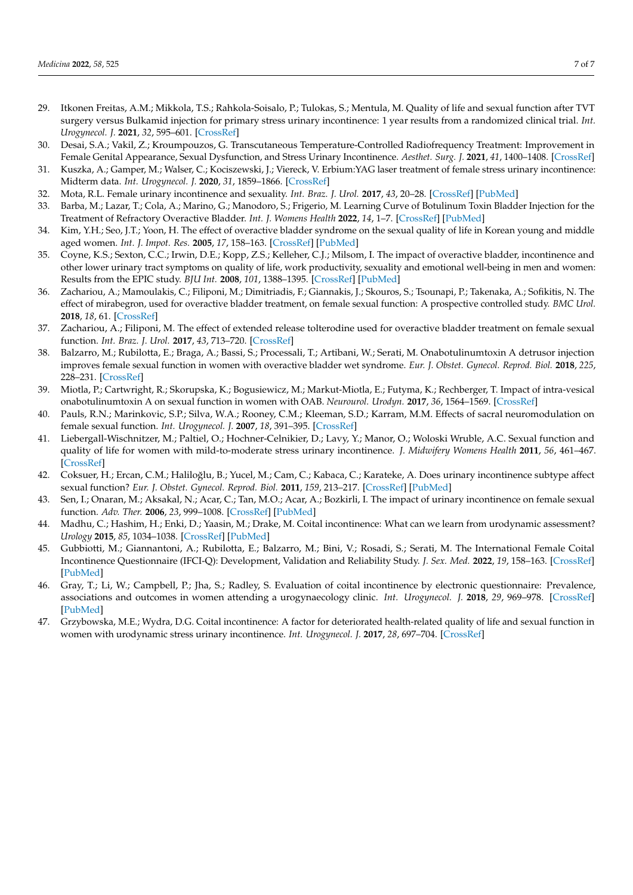29. Itkonen Freitas, A.M.; Mikkola, T.S.; Rahkola-Soisalo, P.; Tulokas, S.; Mentula, M. Quality of life and sexual function after TVT surgery versus Bulkamid injection for primary stress urinary incontinence: 1 year results from a randomized clinical trial. *Int. Urogynecol. J.* **2021**, *32*, 595–601. [CrossRef]
30. Desai, S.A.; Vakil, Z.; Kroumpouzos, G. Transcutaneous Temperature-Controlled Radiofrequency Treatment: Improvement in Female Genital Appearance, Sexual Dysfunction, and Stress Urinary Incontinence. *Aesthet. Surg. J.* **2021**, *41*, 1400–1408. [CrossRef]
31. Kuszka, A.; Gamper, M.; Walser, C.; Kociszewski, J.; Viereck, V. Erbium:YAG laser treatment of female stress urinary incontinence: Midterm data. *Int. Urogynecol. J.* **2020**, *31*, 1859–1866. [CrossRef]
32. Mota, R.L. Female urinary incontinence and sexuality. *Int. Braz. J. Urol.* **2017**, *43*, 20–28. [CrossRef] [PubMed]
33. Barba, M.; Lazar, T.; Cola, A.; Marino, G.; Manodoro, S.; Frigerio, M. Learning Curve of Botulinum Toxin Bladder Injection for the Treatment of Refractory Overactive Bladder. *Int. J. Womens Health* **2022**, *14*, 1–7. [CrossRef] [PubMed]
34. Kim, Y.H.; Seo, J.T.; Yoon, H. The effect of overactive bladder syndrome on the sexual quality of life in Korean young and middle aged women. *Int. J. Impot. Res.* **2005**, *17*, 158–163. [CrossRef] [PubMed]
35. Coyne, K.S.; Sexton, C.C.; Irwin, D.E.; Kopp, Z.S.; Kelleher, C.J.; Milsom, I. The impact of overactive bladder, incontinence and other lower urinary tract symptoms on quality of life, work productivity, sexuality and emotional well-being in men and women: Results from the EPIC study. *BJU Int.* **2008**, *101*, 1388–1395. [CrossRef] [PubMed]
36. Zachariou, A.; Mamoulakis, C.; Filiponi, M.; Dimitriadis, F.; Giannakis, J.; Skouros, S.; Tsounapi, P.; Takenaka, A.; Sofikitis, N. The effect of mirabegron, used for overactive bladder treatment, on female sexual function: A prospective controlled study. *BMC Urol.* **2018**, *18*, 61. [CrossRef]
37. Zachariou, A.; Filiponi, M. The effect of extended release tolterodine used for overactive bladder treatment on female sexual function. *Int. Braz. J. Urol.* **2017**, *43*, 713–720. [CrossRef]
38. Balzarro, M.; Rubilotta, E.; Braga, A.; Bassi, S.; Processali, T.; Artibani, W.; Serati, M. Onabotulinumtoxin A detrusor injection improves female sexual function in women with overactive bladder wet syndrome. *Eur. J. Obstet. Gynecol. Reprod. Biol.* **2018**, *225*, 228–231. [CrossRef]
39. Miotla, P.; Cartwright, R.; Skorupska, K.; Bogusiewicz, M.; Markut-Miotla, E.; Futyma, K.; Rechberger, T. Impact of intra-vesical onabotulinumtoxin A on sexual function in women with OAB. *Neurourol. Urodyn.* **2017**, *36*, 1564–1569. [CrossRef]
40. Pauls, R.N.; Marinkovic, S.P.; Silva, W.A.; Rooney, C.M.; Kleeman, S.D.; Karram, M.M. Effects of sacral neuromodulation on female sexual function. *Int. Urogynecol. J.* **2007**, *18*, 391–395. [CrossRef]
41. Liebergall-Wischnitzer, M.; Paltiel, O.; Hochner-Celnikier, D.; Lavy, Y.; Manor, O.; Woloski Wruble, A.C. Sexual function and quality of life for women with mild-to-moderate stress urinary incontinence. *J. Midwifery Womens Health* **2011**, *56*, 461–467. [CrossRef]
42. Coksuer, H.; Ercan, C.M.; Haliloğlu, B.; Yucel, M.; Cam, C.; Kabaca, C.; Karateke, A. Does urinary incontinence subtype affect sexual function? *Eur. J. Obstet. Gynecol. Reprod. Biol.* **2011**, *159*, 213–217. [CrossRef] [PubMed]
43. Sen, I.; Onaran, M.; Aksakal, N.; Acar, C.; Tan, M.O.; Acar, A.; Bozkirli, I. The impact of urinary incontinence on female sexual function. *Adv. Ther.* **2006**, *23*, 999–1008. [CrossRef] [PubMed]
44. Madhu, C.; Hashim, H.; Enki, D.; Yaasin, M.; Drake, M. Coital incontinence: What can we learn from urodynamic assessment? *Urology* **2015**, *85*, 1034–1038. [CrossRef] [PubMed]
45. Gubbiotti, M.; Giannantoni, A.; Rubilotta, E.; Balzarro, M.; Bini, V.; Rosadi, S.; Serati, M. The International Female Coital Incontinence Questionnaire (IFCI-Q): Development, Validation and Reliability Study. *J. Sex. Med.* **2022**, *19*, 158–163. [CrossRef] [PubMed]
46. Gray, T.; Li, W.; Campbell, P.; Jha, S.; Radley, S. Evaluation of coital incontinence by electronic questionnaire: Prevalence, associations and outcomes in women attending a urogynaecology clinic. *Int. Urogynecol. J.* **2018**, *29*, 969–978. [CrossRef] [PubMed]
47. Grzybowska, M.E.; Wydra, D.G. Coital incontinence: A factor for deteriorated health-related quality of life and sexual function in women with urodynamic stress urinary incontinence. *Int. Urogynecol. J.* **2017**, *28*, 697–704. [CrossRef]